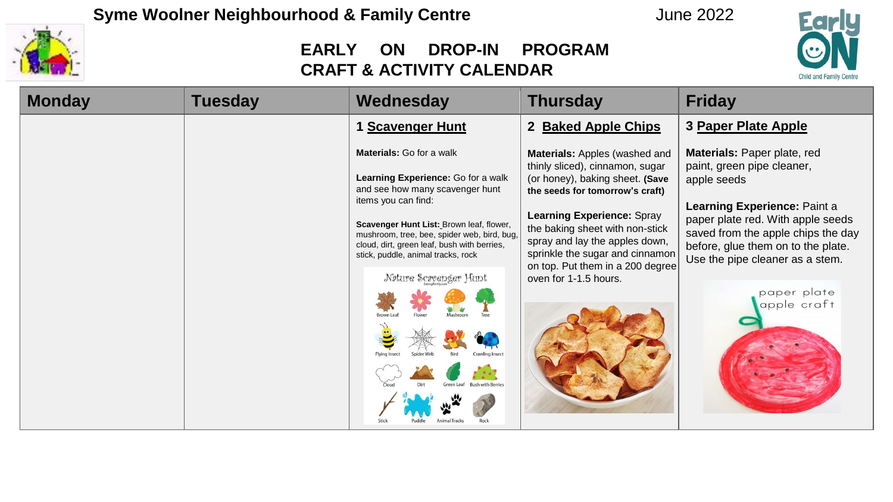# Syme Woolner Neighbourhood & Family Centre

June 2022

## EARLY ON DROP-IN PROGRAM CRAFT & ACTIVITY CALENDAR

| Monday | Tuesday | Wednesday | Thursday | Friday |
|---|---|---|---|---|
| | | **1 Scavenger Hunt**<br><br>**Materials:** Go for a walk<br><br>**Learning Experience:** Go for a walk and see how many scavenger hunt items you can find:<br><br>**Scavenger Hunt List:** Brown leaf, flower, mushroom, tree, bee, spider web, bird, bug, cloud, dirt, green leaf, bush with berries, stick, puddle, animal tracks, rock | **2 Baked Apple Chips**<br><br>**Materials:** Apples (washed and thinly sliced), cinnamon, sugar (or honey), baking sheet. **(Save the seeds for tomorrow's craft)**<br><br>**Learning Experience:** Spray the baking sheet with non-stick spray and lay the apples down, sprinkle the sugar and cinnamon on top. Put them in a 200 degree oven for 1-1.5 hours. | **3 Paper Plate Apple**<br><br>**Materials:** Paper plate, red paint, green pipe cleaner, apple seeds<br><br>**Learning Experience:** Paint a paper plate red. With apple seeds saved from the apple chips the day before, glue them on to the plate. Use the pipe cleaner as a stem. |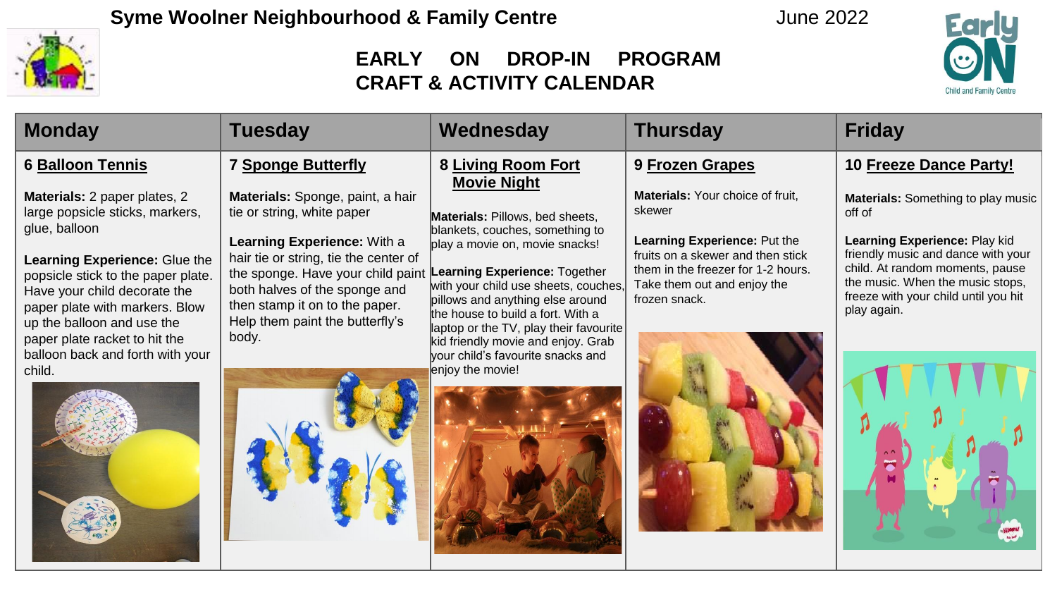# Syme Woolner Neighbourhood & Family Centre

June 2022

## EARLY ON DROP-IN PROGRAM CRAFT & ACTIVITY CALENDAR

| Monday | Tuesday | Wednesday | Thursday | Friday |
| --- | --- | --- | --- | --- |
| **6 Balloon Tennis**<br><br>**Materials:** 2 paper plates, 2 large popsicle sticks, markers, glue, balloon<br><br>**Learning Experience:** Glue the popsicle stick to the paper plate. Have your child decorate the paper plate with markers. Blow up the balloon and use the paper plate racket to hit the balloon back and forth with your child. | **7 Sponge Butterfly**<br><br>**Materials:** Sponge, paint, a hair tie or string, white paper<br><br>**Learning Experience:** With a hair tie or string, tie the center of the sponge. Have your child paint both halves of the sponge and then stamp it on to the paper. Help them paint the butterfly's body. | **8 Living Room Fort Movie Night**<br><br>**Materials:** Pillows, bed sheets, blankets, couches, something to play a movie on, movie snacks!<br><br>**Learning Experience:** Together with your child use sheets, couches, pillows and anything else around the house to build a fort. With a laptop or the TV, play their favourite kid friendly movie and enjoy. Grab your child's favourite snacks and enjoy the movie! | **9 Frozen Grapes**<br><br>**Materials:** Your choice of fruit, skewer<br><br>**Learning Experience:** Put the fruits on a skewer and then stick them in the freezer for 1-2 hours. Take them out and enjoy the frozen snack. | **10 Freeze Dance Party!**<br><br>**Materials:** Something to play music off of<br><br>**Learning Experience:** Play kid friendly music and dance with your child. At random moments, pause the music. When the music stops, freeze with your child until you hit play again. |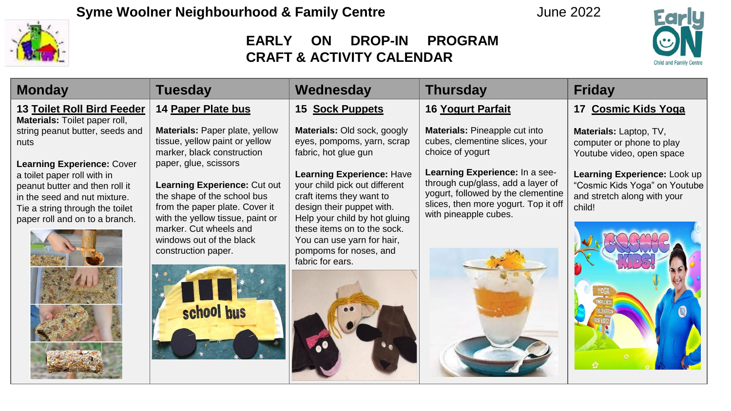**Syme Woolner Neighbourhood & Family Centre** June 2022

## EARLY ON DROP-IN PROGRAM
## CRAFT & ACTIVITY CALENDAR

| Monday | Tuesday | Wednesday | Thursday | Friday |
|---|---|---|---|---|
| **13 Toilet Roll Bird Feeder**<br>**Materials:** Toilet paper roll, string peanut butter, seeds and nuts<br><br>**Learning Experience:** Cover a toilet paper roll with in peanut butter and then roll it in the seed and nut mixture. Tie a string through the toilet paper roll and on to a branch. | **14 Paper Plate bus**<br>**Materials:** Paper plate, yellow tissue, yellow paint or yellow marker, black construction paper, glue, scissors<br><br>**Learning Experience:** Cut out the shape of the school bus from the paper plate. Cover it with the yellow tissue, paint or marker. Cut wheels and windows out of the black construction paper. | **15 Sock Puppets**<br>**Materials:** Old sock, googly eyes, pompoms, yarn, scrap fabric, hot glue gun<br><br>**Learning Experience:** Have your child pick out different craft items they want to design their puppet with. Help your child by hot gluing these items on to the sock. You can use yarn for hair, pompoms for noses, and fabric for ears. | **16 Yogurt Parfait**<br>**Materials:** Pineapple cut into cubes, clementine slices, your choice of yogurt<br><br>**Learning Experience:** In a see-through cup/glass, add a layer of yogurt, followed by the clementine slices, then more yogurt. Top it off with pineapple cubes. | **17 Cosmic Kids Yoga**<br>**Materials:** Laptop, TV, computer or phone to play Youtube video, open space<br><br>**Learning Experience:** Look up "Cosmic Kids Yoga" on Youtube and stretch along with your child! |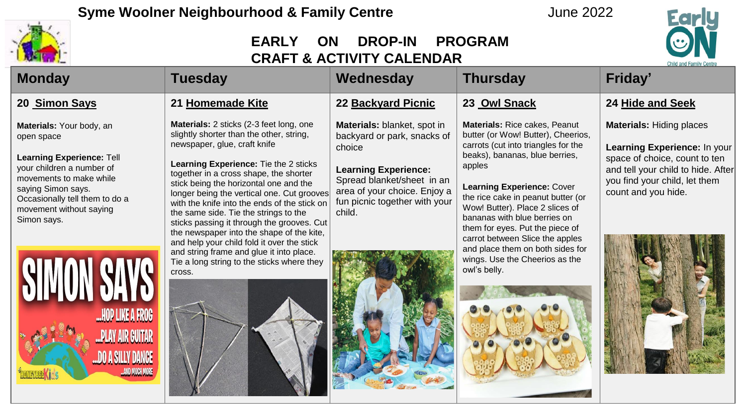# Syme Woolner Neighbourhood & Family Centre

June 2022

## EARLY ON DROP-IN PROGRAM CRAFT & ACTIVITY CALENDAR

| Monday | Tuesday | Wednesday | Thursday | Friday’ |
|---|---|---|---|---|
| **20 Simon Says**<br><br>**Materials:** Your body, an open space<br><br>**Learning Experience:** Tell your children a number of movements to make while saying Simon says. Occasionally tell them to do a movement without saying Simon says. | **21 Homemade Kite**<br><br>**Materials:** 2 sticks (2-3 feet long, one slightly shorter than the other, string, newspaper, glue, craft knife<br><br>**Learning Experience:** Tie the 2 sticks together in a cross shape, the shorter stick being the horizontal and the longer being the vertical one. Cut grooves with the knife into the ends of the stick on the same side. Tie the strings to the sticks passing it through the grooves. Cut the newspaper into the shape of the kite, and help your child fold it over the stick and string frame and glue it into place. Tie a long string to the sticks where they cross. | **22 Backyard Picnic**<br><br>**Materials:** blanket, spot in backyard or park, snacks of choice<br><br>**Learning Experience:** Spread blanket/sheet in an area of your choice. Enjoy a fun picnic together with your child. | **23 Owl Snack**<br><br>**Materials:** Rice cakes, Peanut butter (or Wow! Butter), Cheerios, carrots (cut into triangles for the beaks), bananas, blue berries, apples<br><br>**Learning Experience:** Cover the rice cake in peanut butter (or Wow! Butter). Place 2 slices of bananas with blue berries on them for eyes. Put the piece of carrot between Slice the apples and place them on both sides for wings. Use the Cheerios as the owl’s belly. | **24 Hide and Seek**<br><br>**Materials:** Hiding places<br><br>**Learning Experience:** In your space of choice, count to ten and tell your child to hide. After you find your child, let them count and you hide. |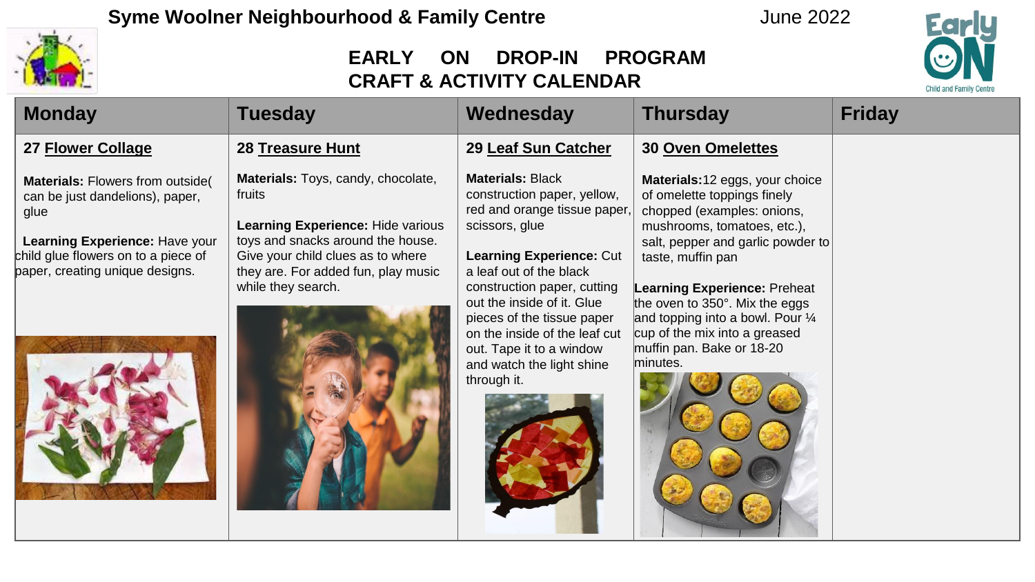**Syme Woolner Neighbourhood & Family Centre**

June 2022

# EARLY ON DROP-IN PROGRAM
# CRAFT & ACTIVITY CALENDAR

| Monday | Tuesday | Wednesday | Thursday | Friday |
|---|---|---|---|---|
| **27 Flower Collage**<br><br>**Materials:** Flowers from outside( can be just dandelions), paper, glue<br><br>**Learning Experience:** Have your child glue flowers on to a piece of paper, creating unique designs. | **28 Treasure Hunt**<br><br>**Materials:** Toys, candy, chocolate, fruits<br><br>**Learning Experience:** Hide various toys and snacks around the house. Give your child clues as to where they are. For added fun, play music while they search. | **29 Leaf Sun Catcher**<br><br>**Materials:** Black construction paper, yellow, red and orange tissue paper, scissors, glue<br><br>**Learning Experience:** Cut a leaf out of the black construction paper, cutting out the inside of it. Glue pieces of the tissue paper on the inside of the leaf cut out. Tape it to a window and watch the light shine through it. | **30 Oven Omelettes**<br><br>**Materials:**12 eggs, your choice of omelette toppings finely chopped (examples: onions, mushrooms, tomatoes, etc.), salt, pepper and garlic powder to taste, muffin pan<br><br>**Learning Experience:** Preheat the oven to 350°. Mix the eggs and topping into a bowl. Pour ¼ cup of the mix into a greased muffin pan. Bake or 18-20 minutes. | |